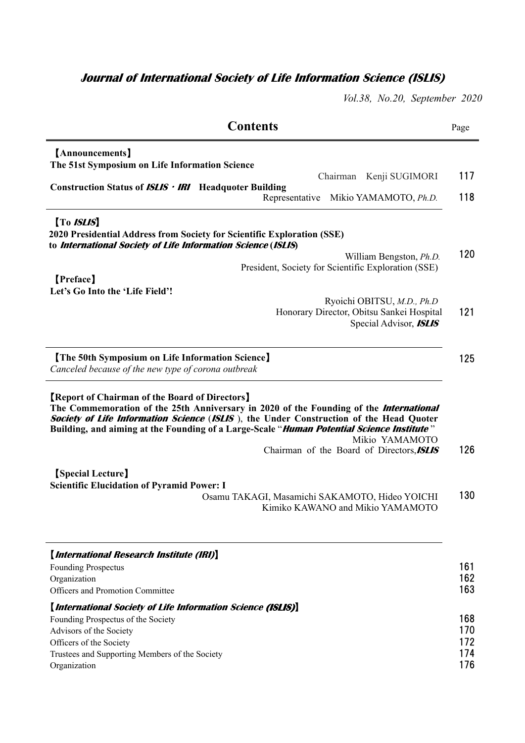# *Journal of International Society of Life Information Science (ISLIS)*

*Vol.38, No.20, September 2020*

## Contents

| | Page |
|---|---|
| **【Announcements】** | |
| **The 51st Symposium on Life Information Science** | |
| Chairman Kenji SUGIMORI | 117 |
| **Construction Status of *ISLIS・IRI* Headquoter Building** | |
| Representative Mikio YAMAMOTO, *Ph.D.* | 118 |
| **【To *ISLIS*】** | |
| **2020 Presidential Address from Society for Scientific Exploration (SSE) to *International Society of Life Information Science* (*ISLIS*)** | |
| William Bengston, *Ph.D.* President, Society for Scientific Exploration (SSE) | 120 |
| **【Preface】** | |
| **Let's Go Into the 'Life Field'!** | |
| Ryoichi OBITSU, *M.D., Ph.D* Honorary Director, Obitsu Sankei Hospital Special Advisor, ***ISLIS*** | 121 |
| **【The 50th Symposium on Life Information Science】** | 125 |
| *Canceled because of the new type of corona outbreak* | |
| **【Report of Chairman of the Board of Directors】** | |
| **The Commemoration of the 25th Anniversary in 2020 of the Founding of the *International Society of Life Information Science* (*ISLIS*), the Under Construction of the Head Quoter Building, and aiming at the Founding of a Large-Scale "*Human Potential Science Institute*"** | |
| Mikio YAMAMOTO Chairman of the Board of Directors, ***ISLIS*** | 126 |
| **【Special Lecture】** | |
| **Scientific Elucidation of Pyramid Power: I** | |
| Osamu TAKAGI, Masamichi SAKAMOTO, Hideo YOICHI Kimiko KAWANO and Mikio YAMAMOTO | 130 |
| **【*International Research Institute (IRI)*】** | |
| Founding Prospectus | 161 |
| Organization | 162 |
| Officers and Promotion Committee | 163 |
| **【*International Society of Life Information Science (ISLIS)*】** | |
| Founding Prospectus of the Society | 168 |
| Advisors of the Society | 170 |
| Officers of the Society | 172 |
| Trustees and Supporting Members of the Society | 174 |
| Organization | 176 |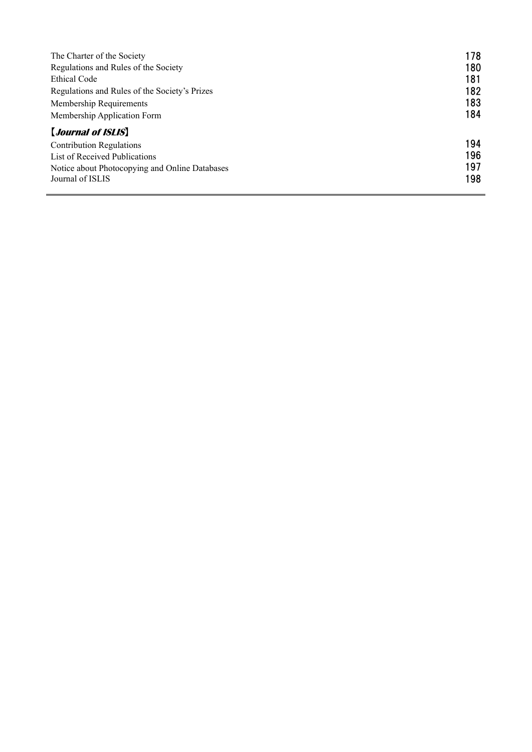| | |
|---|---|
| The Charter of the Society | 178 |
| Regulations and Rules of the Society | 180 |
| Ethical Code | 181 |
| Regulations and Rules of the Society's Prizes | 182 |
| Membership Requirements | 183 |
| Membership Application Form | 184 |

**【*Journal of ISLIS*】**

| | |
|---|---|
| Contribution Regulations | 194 |
| List of Received Publications | 196 |
| Notice about Photocopying and Online Databases | 197 |
| Journal of ISLIS | 198 |